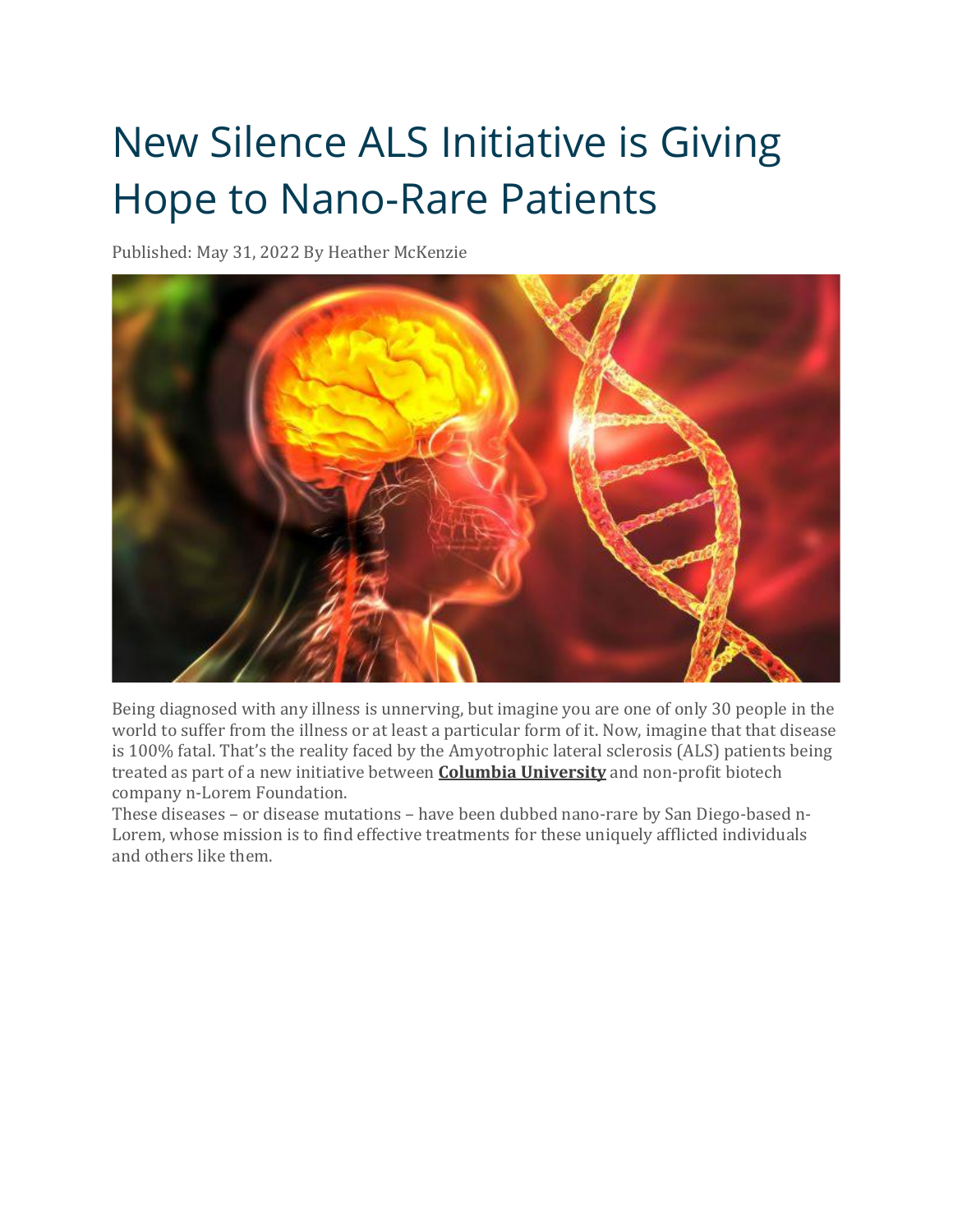# New Silence ALS Initiative is Giving Hope to Nano-Rare Patients

Published: May 31, 2022 By Heather McKenzie

Being diagnosed with any illness is unnerving, but imagine you are one of only 30 people in the world to suffer from the illness or at least a particular form of it. Now, imagine that that disease is 100% fatal. That's the reality faced by the Amyotrophic lateral sclerosis (ALS) patients being treated as part of a new initiative between **Columbia University** and non-profit biotech company n-Lorem Foundation.

These diseases – or disease mutations – have been dubbed nano-rare by San Diego-based n-Lorem, whose mission is to find effective treatments for these uniquely afflicted individuals and others like them.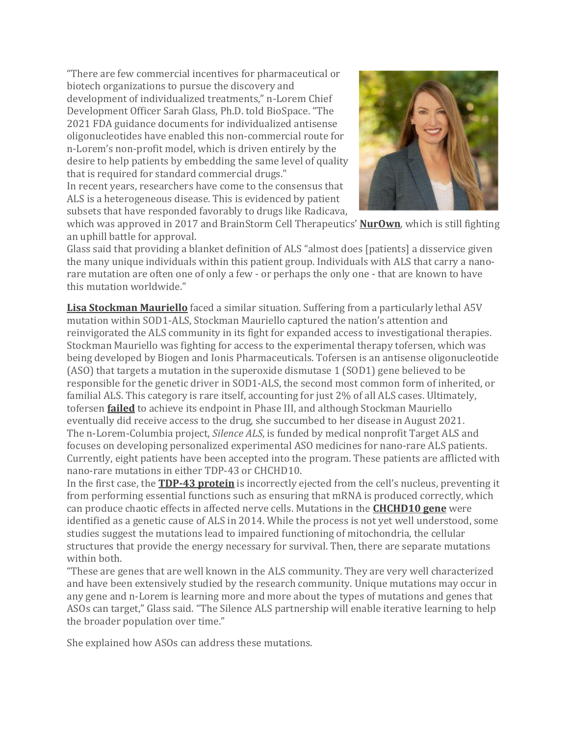"There are few commercial incentives for pharmaceutical or biotech organizations to pursue the discovery and development of individualized treatments," n-Lorem Chief Development Officer Sarah Glass, Ph.D. told BioSpace. "The 2021 FDA guidance documents for individualized antisense oligonucleotides have enabled this non-commercial route for n-Lorem's non-profit model, which is driven entirely by the desire to help patients by embedding the same level of quality that is required for standard commercial drugs."

In recent years, researchers have come to the consensus that ALS is a heterogeneous disease. This is evidenced by patient subsets that have responded favorably to drugs like Radicava, which was approved in 2017 and BrainStorm Cell Therapeutics' **NurOwn**, which is still fighting an uphill battle for approval.

Glass said that providing a blanket definition of ALS "almost does [patients] a disservice given the many unique individuals within this patient group. Individuals with ALS that carry a nano-rare mutation are often one of only a few - or perhaps the only one - that are known to have this mutation worldwide."

**Lisa Stockman Mauriello** faced a similar situation. Suffering from a particularly lethal A5V mutation within SOD1-ALS, Stockman Mauriello captured the nation's attention and reinvigorated the ALS community in its fight for expanded access to investigational therapies. Stockman Mauriello was fighting for access to the experimental therapy tofersen, which was being developed by Biogen and Ionis Pharmaceuticals. Tofersen is an antisense oligonucleotide (ASO) that targets a mutation in the superoxide dismutase 1 (SOD1) gene believed to be responsible for the genetic driver in SOD1-ALS, the second most common form of inherited, or familial ALS. This category is rare itself, accounting for just 2% of all ALS cases. Ultimately, tofersen **failed** to achieve its endpoint in Phase III, and although Stockman Mauriello eventually did receive access to the drug, she succumbed to her disease in August 2021.

The n-Lorem-Columbia project, *Silence ALS*, is funded by medical nonprofit Target ALS and focuses on developing personalized experimental ASO medicines for nano-rare ALS patients. Currently, eight patients have been accepted into the program. These patients are afflicted with nano-rare mutations in either TDP-43 or CHCHD10.

In the first case, the **TDP-43 protein** is incorrectly ejected from the cell's nucleus, preventing it from performing essential functions such as ensuring that mRNA is produced correctly, which can produce chaotic effects in affected nerve cells. Mutations in the **CHCHD10 gene** were identified as a genetic cause of ALS in 2014. While the process is not yet well understood, some studies suggest the mutations lead to impaired functioning of mitochondria, the cellular structures that provide the energy necessary for survival. Then, there are separate mutations within both.

"These are genes that are well known in the ALS community. They are very well characterized and have been extensively studied by the research community. Unique mutations may occur in any gene and n-Lorem is learning more and more about the types of mutations and genes that ASOs can target," Glass said. "The Silence ALS partnership will enable iterative learning to help the broader population over time."

She explained how ASOs can address these mutations.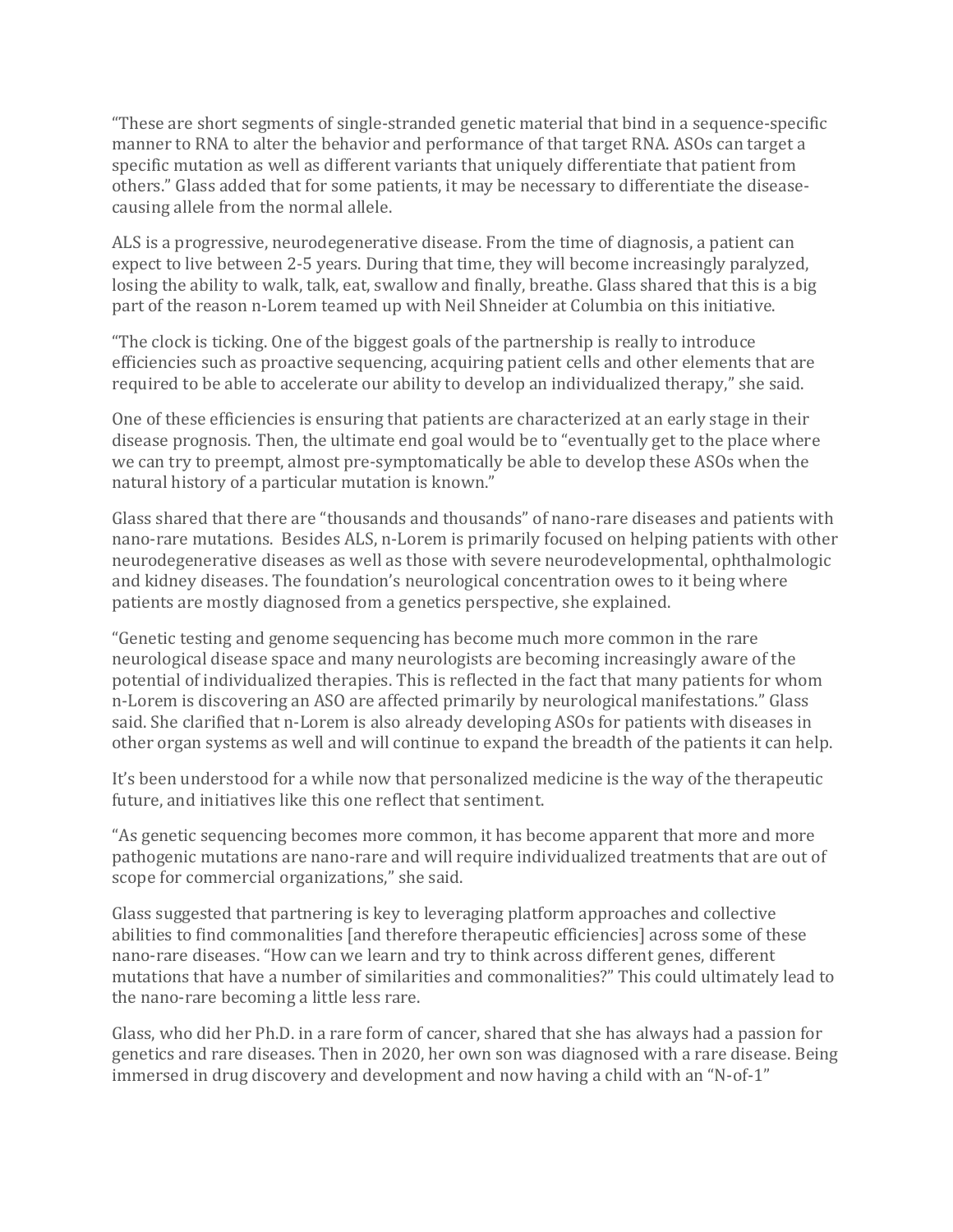"These are short segments of single-stranded genetic material that bind in a sequence-specific manner to RNA to alter the behavior and performance of that target RNA. ASOs can target a specific mutation as well as different variants that uniquely differentiate that patient from others." Glass added that for some patients, it may be necessary to differentiate the disease-causing allele from the normal allele.

ALS is a progressive, neurodegenerative disease. From the time of diagnosis, a patient can expect to live between 2-5 years. During that time, they will become increasingly paralyzed, losing the ability to walk, talk, eat, swallow and finally, breathe. Glass shared that this is a big part of the reason n-Lorem teamed up with Neil Shneider at Columbia on this initiative.

"The clock is ticking. One of the biggest goals of the partnership is really to introduce efficiencies such as proactive sequencing, acquiring patient cells and other elements that are required to be able to accelerate our ability to develop an individualized therapy," she said.

One of these efficiencies is ensuring that patients are characterized at an early stage in their disease prognosis. Then, the ultimate end goal would be to "eventually get to the place where we can try to preempt, almost pre-symptomatically be able to develop these ASOs when the natural history of a particular mutation is known."

Glass shared that there are "thousands and thousands" of nano-rare diseases and patients with nano-rare mutations. Besides ALS, n-Lorem is primarily focused on helping patients with other neurodegenerative diseases as well as those with severe neurodevelopmental, ophthalmologic and kidney diseases. The foundation's neurological concentration owes to it being where patients are mostly diagnosed from a genetics perspective, she explained.

"Genetic testing and genome sequencing has become much more common in the rare neurological disease space and many neurologists are becoming increasingly aware of the potential of individualized therapies. This is reflected in the fact that many patients for whom n-Lorem is discovering an ASO are affected primarily by neurological manifestations." Glass said. She clarified that n-Lorem is also already developing ASOs for patients with diseases in other organ systems as well and will continue to expand the breadth of the patients it can help.

It's been understood for a while now that personalized medicine is the way of the therapeutic future, and initiatives like this one reflect that sentiment.

"As genetic sequencing becomes more common, it has become apparent that more and more pathogenic mutations are nano-rare and will require individualized treatments that are out of scope for commercial organizations," she said.

Glass suggested that partnering is key to leveraging platform approaches and collective abilities to find commonalities [and therefore therapeutic efficiencies] across some of these nano-rare diseases. "How can we learn and try to think across different genes, different mutations that have a number of similarities and commonalities?" This could ultimately lead to the nano-rare becoming a little less rare.

Glass, who did her Ph.D. in a rare form of cancer, shared that she has always had a passion for genetics and rare diseases. Then in 2020, her own son was diagnosed with a rare disease. Being immersed in drug discovery and development and now having a child with an "N-of-1"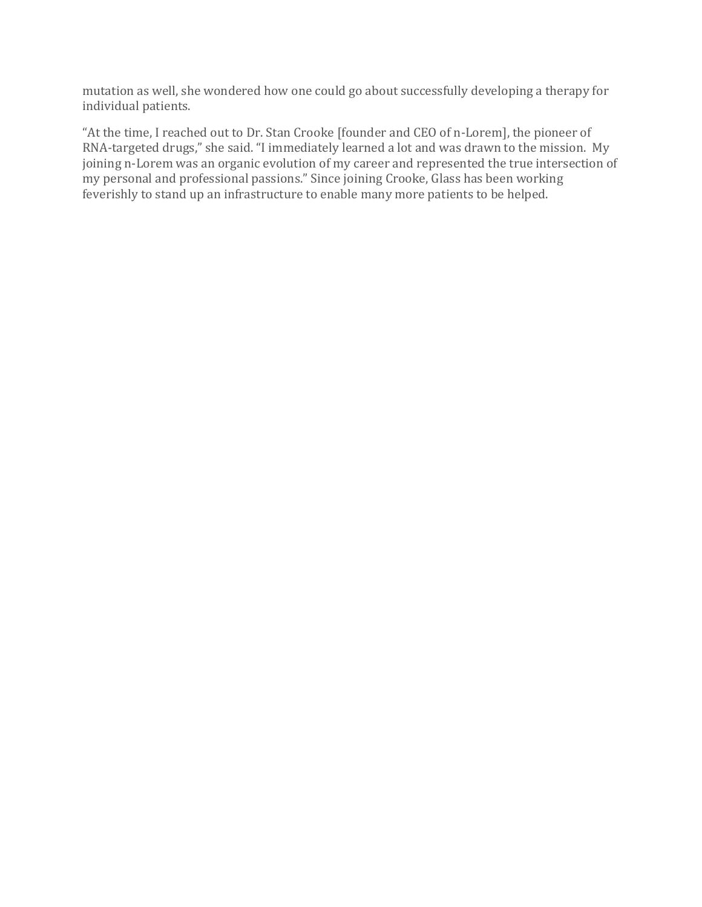mutation as well, she wondered how one could go about successfully developing a therapy for individual patients.

"At the time, I reached out to Dr. Stan Crooke [founder and CEO of n-Lorem], the pioneer of RNA-targeted drugs," she said. "I immediately learned a lot and was drawn to the mission. My joining n-Lorem was an organic evolution of my career and represented the true intersection of my personal and professional passions." Since joining Crooke, Glass has been working feverishly to stand up an infrastructure to enable many more patients to be helped.